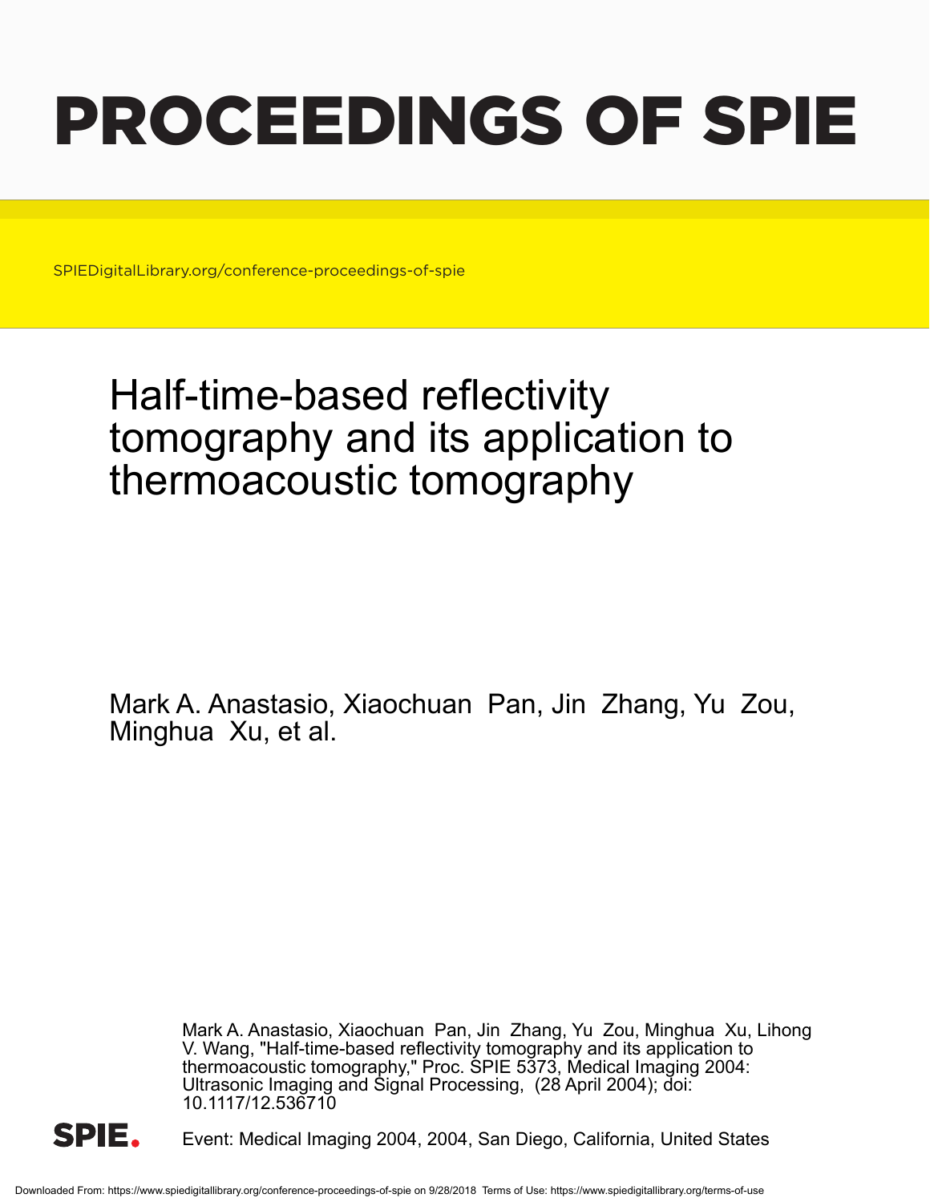# PROCEEDINGS OF SPIE

SPIEDigitalLibrary.org/conference-proceedings-of-spie

## Half-time-based reflectivity tomography and its application to thermoacoustic tomography

Mark A. Anastasio, Xiaochuan Pan, Jin Zhang, Yu Zou, Minghua Xu, et al.

Mark A. Anastasio, Xiaochuan Pan, Jin Zhang, Yu Zou, Minghua Xu, Lihong V. Wang, "Half-time-based reflectivity tomography and its application to thermoacoustic tomography," Proc. SPIE 5373, Medical Imaging 2004: Ultrasonic Imaging and Signal Processing, (28 April 2004); doi: 10.1117/12.536710

Event: Medical Imaging 2004, 2004, San Diego, California, United States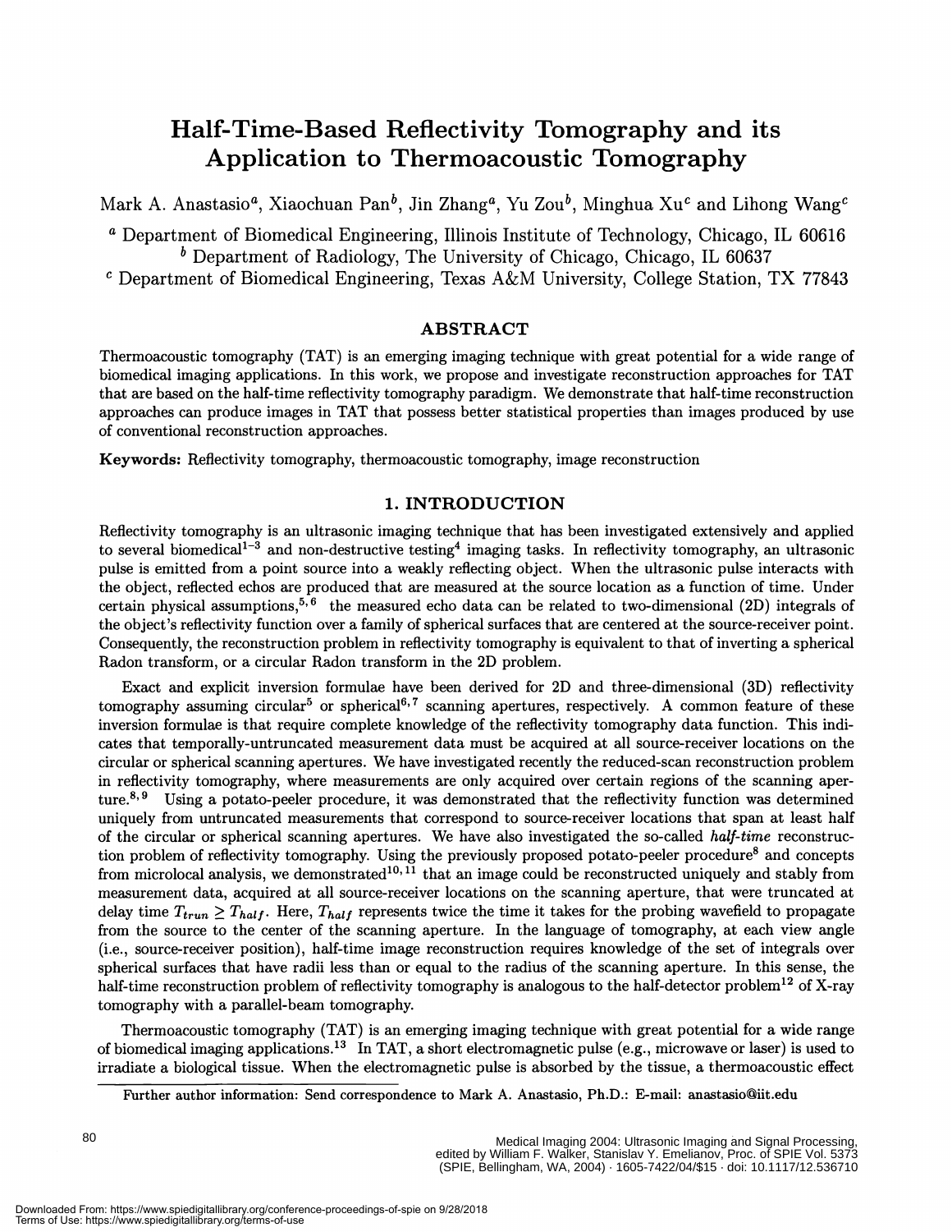# Half-Time-Based Reflectivity Tomography and its Application to Thermoacoustic Tomography

Mark A. Anastasio[a], Xiaochuan Pan[b], Jin Zhang[a], Yu Zou[b], Minghua Xu[c] and Lihong Wang[c]

[a] Department of Biomedical Engineering, Illinois Institute of Technology, Chicago, IL 60616
[b] Department of Radiology, The University of Chicago, Chicago, IL 60637
[c] Department of Biomedical Engineering, Texas A&M University, College Station, TX 77843

## ABSTRACT

Thermoacoustic tomography (TAT) is an emerging imaging technique with great potential for a wide range of biomedical imaging applications. In this work, we propose and investigate reconstruction approaches for TAT that are based on the half-time reflectivity tomography paradigm. We demonstrate that half-time reconstruction approaches can produce images in TAT that possess better statistical properties than images produced by use of conventional reconstruction approaches.

**Keywords:** Reflectivity tomography, thermoacoustic tomography, image reconstruction

## 1. INTRODUCTION

Reflectivity tomography is an ultrasonic imaging technique that has been investigated extensively and applied to several biomedical[1-3] and non-destructive testing[4] imaging tasks. In reflectivity tomography, an ultrasonic pulse is emitted from a point source into a weakly reflecting object. When the ultrasonic pulse interacts with the object, reflected echos are produced that are measured at the source location as a function of time. Under certain physical assumptions,[5,6] the measured echo data can be related to two-dimensional (2D) integrals of the object's reflectivity function over a family of spherical surfaces that are centered at the source-receiver point. Consequently, the reconstruction problem in reflectivity tomography is equivalent to that of inverting a spherical Radon transform, or a circular Radon transform in the 2D problem.

Exact and explicit inversion formulae have been derived for 2D and three-dimensional (3D) reflectivity tomography assuming circular[5] or spherical[6,7] scanning apertures, respectively. A common feature of these inversion formulae is that require complete knowledge of the reflectivity tomography data function. This indicates that temporally-untruncated measurement data must be acquired at all source-receiver locations on the circular or spherical scanning apertures. We have investigated recently the reduced-scan reconstruction problem in reflectivity tomography, where measurements are only acquired over certain regions of the scanning aperture.[8,9] Using a potato-peeler procedure, it was demonstrated that the reflectivity function was determined uniquely from untruncated measurements that correspond to source-receiver locations that span at least half of the circular or spherical scanning apertures. We have also investigated the so-called *half-time* reconstruction problem of reflectivity tomography. Using the previously proposed potato-peeler procedure[8] and concepts from microlocal analysis, we demonstrated[10,11] that an image could be reconstructed uniquely and stably from measurement data, acquired at all source-receiver locations on the scanning aperture, that were truncated at delay time $T_{trun} \geq T_{half}$. Here, $T_{half}$ represents twice the time it takes for the probing wavefield to propagate from the source to the center of the scanning aperture. In the language of tomography, at each view angle (i.e., source-receiver position), half-time image reconstruction requires knowledge of the set of integrals over spherical surfaces that have radii less than or equal to the radius of the scanning aperture. In this sense, the half-time reconstruction problem of reflectivity tomography is analogous to the half-detector problem[12] of X-ray tomography with a parallel-beam tomography.

Thermoacoustic tomography (TAT) is an emerging imaging technique with great potential for a wide range of biomedical imaging applications.[13] In TAT, a short electromagnetic pulse (e.g., microwave or laser) is used to irradiate a biological tissue. When the electromagnetic pulse is absorbed by the tissue, a thermoacoustic effect

Further author information: Send correspondence to Mark A. Anastasio, Ph.D.: E-mail: anastasio@iit.edu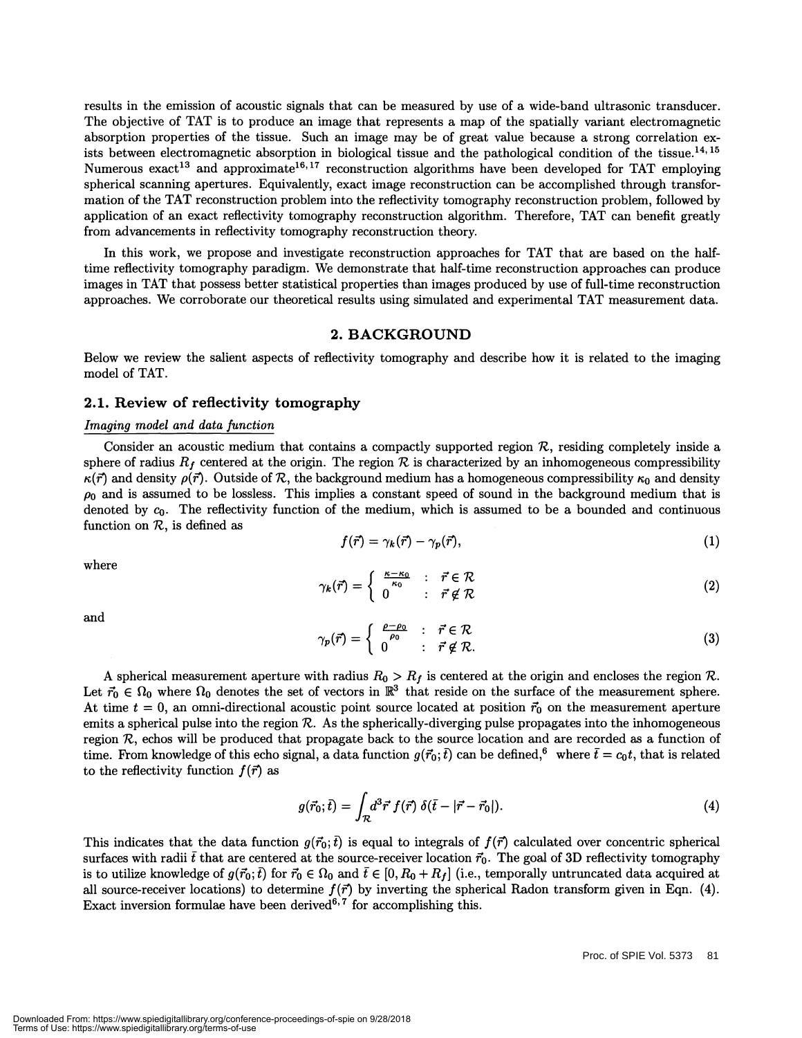results in the emission of acoustic signals that can be measured by use of a wide-band ultrasonic transducer. The objective of TAT is to produce an image that represents a map of the spatially variant electromagnetic absorption properties of the tissue. Such an image may be of great value because a strong correlation exists between electromagnetic absorption in biological tissue and the pathological condition of the tissue.[14, 15] Numerous exact[13] and approximate[16, 17] reconstruction algorithms have been developed for TAT employing spherical scanning apertures. Equivalently, exact image reconstruction can be accomplished through transformation of the TAT reconstruction problem into the reflectivity tomography reconstruction problem, followed by application of an exact reflectivity tomography reconstruction algorithm. Therefore, TAT can benefit greatly from advancements in reflectivity tomography reconstruction theory.

In this work, we propose and investigate reconstruction approaches for TAT that are based on the half-time reflectivity tomography paradigm. We demonstrate that half-time reconstruction approaches can produce images in TAT that possess better statistical properties than images produced by use of full-time reconstruction approaches. We corroborate our theoretical results using simulated and experimental TAT measurement data.

## 2. BACKGROUND

Below we review the salient aspects of reflectivity tomography and describe how it is related to the imaging model of TAT.

### 2.1. Review of reflectivity tomography

*Imaging model and data function*

Consider an acoustic medium that contains a compactly supported region $\mathcal{R}$, residing completely inside a sphere of radius $R_f$ centered at the origin. The region $\mathcal{R}$ is characterized by an inhomogeneous compressibility $\kappa(\vec{r})$ and density $\rho(\vec{r})$. Outside of $\mathcal{R}$, the background medium has a homogeneous compressibility $\kappa_0$ and density $\rho_0$ and is assumed to be lossless. This implies a constant speed of sound in the background medium that is denoted by $c_0$. The reflectivity function of the medium, which is assumed to be a bounded and continuous function on $\mathcal{R}$, is defined as

$$f(\vec{r}) = \gamma_k(\vec{r}) - \gamma_p(\vec{r}), \tag{1}$$

where

$$\gamma_k(\vec{r}) = \begin{cases} \frac{\kappa - \kappa_0}{\kappa_0} & : \ \vec{r} \in \mathcal{R} \\ 0 & : \ \vec{r} \notin \mathcal{R} \end{cases} \tag{2}$$

and

$$\gamma_p(\vec{r}) = \begin{cases} \frac{\rho - \rho_0}{\rho_0} & : \ \vec{r} \in \mathcal{R} \\ 0 & : \ \vec{r} \notin \mathcal{R}. \end{cases} \tag{3}$$

A spherical measurement aperture with radius $R_0 > R_f$ is centered at the origin and encloses the region $\mathcal{R}$. Let $\vec{r}_0 \in \Omega_0$ where $\Omega_0$ denotes the set of vectors in $\mathbb{R}^3$ that reside on the surface of the measurement sphere. At time $t = 0$, an omni-directional acoustic point source located at position $\vec{r}_0$ on the measurement aperture emits a spherical pulse into the region $\mathcal{R}$. As the spherically-diverging pulse propagates into the inhomogeneous region $\mathcal{R}$, echos will be produced that propagate back to the source location and are recorded as a function of time. From knowledge of this echo signal, a data function $g(\vec{r}_0; \bar{t})$ can be defined,[6] where $\bar{t} = c_0 t$, that is related to the reflectivity function $f(\vec{r})$ as

$$g(\vec{r}_0; \bar{t}) = \int_{\mathcal{R}} d^3\vec{r}\, f(\vec{r})\, \delta(\bar{t} - |\vec{r} - \vec{r}_0|). \tag{4}$$

This indicates that the data function $g(\vec{r}_0; \bar{t})$ is equal to integrals of $f(\vec{r})$ calculated over concentric spherical surfaces with radii $\bar{t}$ that are centered at the source-receiver location $\vec{r}_0$. The goal of 3D reflectivity tomography is to utilize knowledge of $g(\vec{r}_0; \bar{t})$ for $\vec{r}_0 \in \Omega_0$ and $\bar{t} \in [0, R_0 + R_f]$ (i.e., temporally untruncated data acquired at all source-receiver locations) to determine $f(\vec{r})$ by inverting the spherical Radon transform given in Eqn. (4). Exact inversion formulae have been derived[6, 7] for accomplishing this.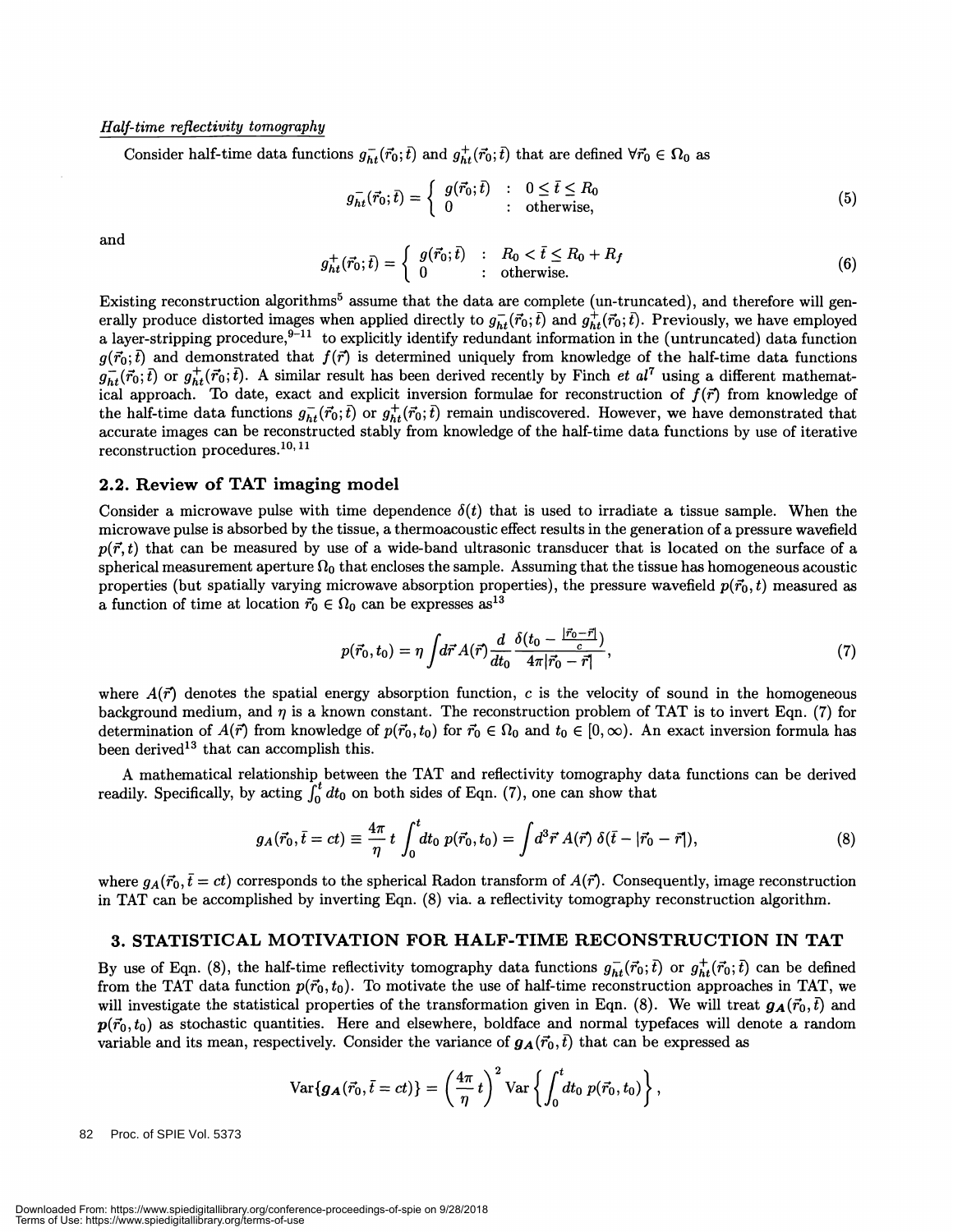*Half-time reflectivity tomography*

Consider half-time data functions $g_{ht}^{-}(\vec{r}_0;\bar{t})$ and $g_{ht}^{+}(\vec{r}_0;\bar{t})$ that are defined $\forall \vec{r}_0 \in \Omega_0$ as

$$g_{ht}^{-}(\vec{r}_0;\bar{t}) = \begin{cases} g(\vec{r}_0;\bar{t}) & : \quad 0 \leq \bar{t} \leq R_0 \\ 0 & : \quad \text{otherwise,} \end{cases} \tag{5}$$

and

$$g_{ht}^{+}(\vec{r}_0;\bar{t}) = \begin{cases} g(\vec{r}_0;\bar{t}) & : \quad R_0 < \bar{t} \leq R_0 + R_f \\ 0 & : \quad \text{otherwise.} \end{cases} \tag{6}$$

Existing reconstruction algorithms[5] assume that the data are complete (un-truncated), and therefore will generally produce distorted images when applied directly to $g_{ht}^{-}(\vec{r}_0;\bar{t})$ and $g_{ht}^{+}(\vec{r}_0;\bar{t})$. Previously, we have employed a layer-stripping procedure,[9–11] to explicitly identify redundant information in the (untruncated) data function $g(\vec{r}_0;\bar{t})$ and demonstrated that $f(\vec{r})$ is determined uniquely from knowledge of the half-time data functions $g_{ht}^{-}(\vec{r}_0;\bar{t})$ or $g_{ht}^{+}(\vec{r}_0;\bar{t})$. A similar result has been derived recently by Finch *et al*[7] using a different mathematical approach. To date, exact and explicit inversion formulae for reconstruction of $f(\vec{r})$ from knowledge of the half-time data functions $g_{ht}^{-}(\vec{r}_0;\bar{t})$ or $g_{ht}^{+}(\vec{r}_0;\bar{t})$ remain undiscovered. However, we have demonstrated that accurate images can be reconstructed stably from knowledge of the half-time data functions by use of iterative reconstruction procedures.[10,11]

## 2.2. Review of TAT imaging model

Consider a microwave pulse with time dependence $\delta(t)$ that is used to irradiate a tissue sample. When the microwave pulse is absorbed by the tissue, a thermoacoustic effect results in the generation of a pressure wavefield $p(\vec{r},t)$ that can be measured by use of a wide-band ultrasonic transducer that is located on the surface of a spherical measurement aperture $\Omega_0$ that encloses the sample. Assuming that the tissue has homogeneous acoustic properties (but spatially varying microwave absorption properties), the pressure wavefield $p(\vec{r}_0,t)$ measured as a function of time at location $\vec{r}_0 \in \Omega_0$ can be expresses as[13]

$$p(\vec{r}_0,t_0) = \eta \int d\vec{r}\, A(\vec{r}) \frac{d}{dt_0} \frac{\delta(t_0 - \frac{|\vec{r}_0-\vec{r}|}{c})}{4\pi|\vec{r}_0-\vec{r}|}, \tag{7}$$

where $A(\vec{r})$ denotes the spatial energy absorption function, $c$ is the velocity of sound in the homogeneous background medium, and $\eta$ is a known constant. The reconstruction problem of TAT is to invert Eqn. (7) for determination of $A(\vec{r})$ from knowledge of $p(\vec{r}_0,t_0)$ for $\vec{r}_0 \in \Omega_0$ and $t_0 \in [0,\infty)$. An exact inversion formula has been derived[13] that can accomplish this.

A mathematical relationship between the TAT and reflectivity tomography data functions can be derived readily. Specifically, by acting $\int_0^t dt_0$ on both sides of Eqn. (7), one can show that

$$g_A(\vec{r}_0, \bar{t}=ct) \equiv \frac{4\pi}{\eta}\, t \int_0^t dt_0\; p(\vec{r}_0,t_0) = \int d^3\vec{r}\; A(\vec{r})\; \delta(\bar{t} - |\vec{r}_0-\vec{r}|), \tag{8}$$

where $g_A(\vec{r}_0, \bar{t}=ct)$ corresponds to the spherical Radon transform of $A(\vec{r})$. Consequently, image reconstruction in TAT can be accomplished by inverting Eqn. (8) via. a reflectivity tomography reconstruction algorithm.

# 3. STATISTICAL MOTIVATION FOR HALF-TIME RECONSTRUCTION IN TAT

By use of Eqn. (8), the half-time reflectivity tomography data functions $g_{ht}^{-}(\vec{r}_0;\bar{t})$ or $g_{ht}^{+}(\vec{r}_0;\bar{t})$ can be defined from the TAT data function $p(\vec{r}_0,t_0)$. To motivate the use of half-time reconstruction approaches in TAT, we will investigate the statistical properties of the transformation given in Eqn. (8). We will treat $\boldsymbol{g_A}(\vec{r}_0,\bar{t})$ and $\boldsymbol{p}(\vec{r}_0,t_0)$ as stochastic quantities. Here and elsewhere, boldface and normal typefaces will denote a random variable and its mean, respectively. Consider the variance of $\boldsymbol{g_A}(\vec{r}_0,\bar{t})$ that can be expressed as

$$\text{Var}\{\boldsymbol{g_A}(\vec{r}_0,\bar{t}=ct)\} = \left(\frac{4\pi}{\eta}t\right)^2 \text{Var}\left\{\int_0^t dt_0\; \boldsymbol{p}(\vec{r}_0,t_0)\right\},$$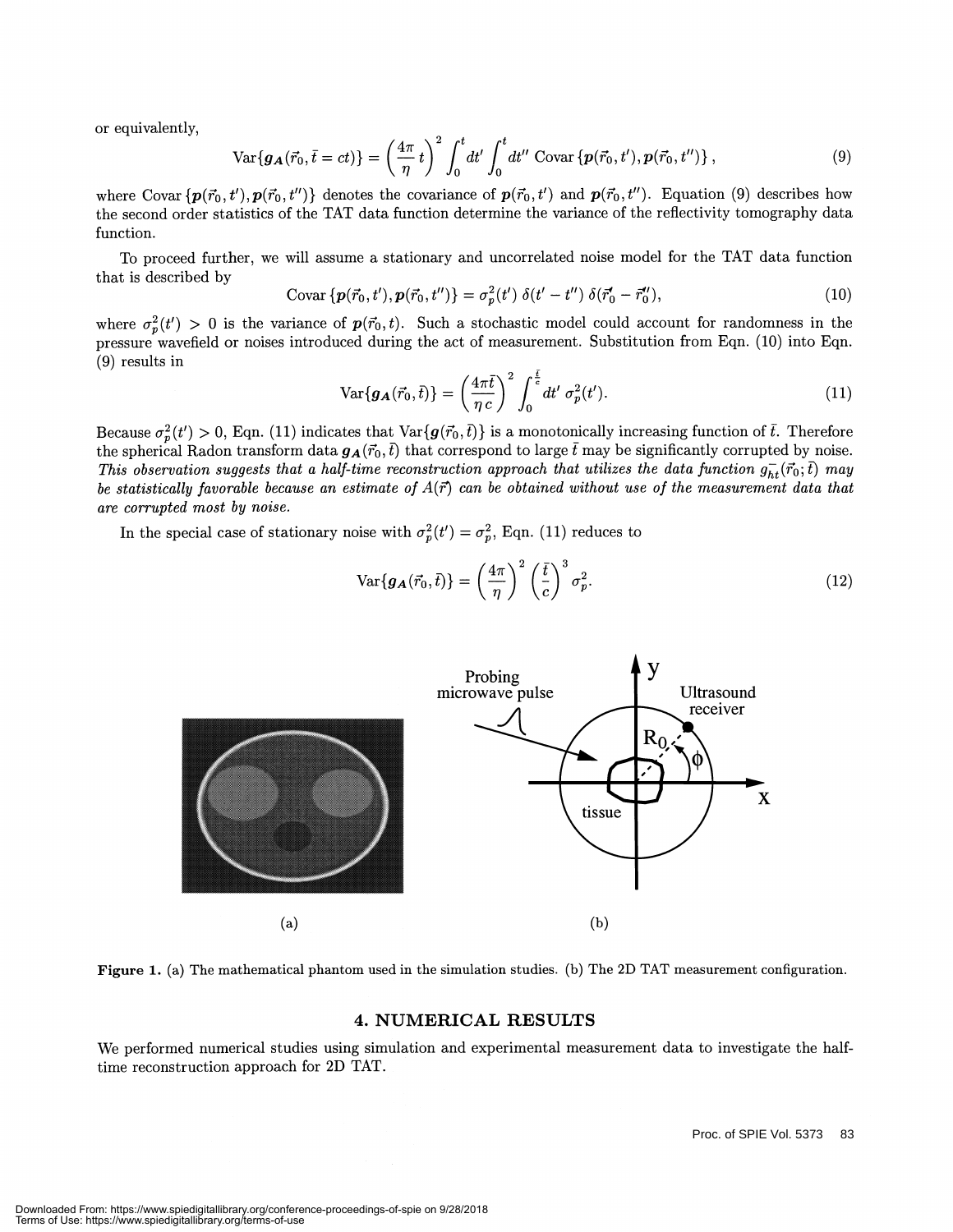or equivalently,

$$\text{Var}\{\boldsymbol{g_A}(\vec{r}_0, \bar{t} = ct)\} = \left(\frac{4\pi}{\eta} t\right)^2 \int_0^t dt' \int_0^t dt'' \text{ Covar}\left\{\boldsymbol{p}(\vec{r}_0, t'), \boldsymbol{p}(\vec{r}_0, t'')\right\}, \tag{9}$$

where $\text{Covar}\left\{\boldsymbol{p}(\vec{r}_0, t'), \boldsymbol{p}(\vec{r}_0, t'')\right\}$ denotes the covariance of $\boldsymbol{p}(\vec{r}_0, t')$ and $\boldsymbol{p}(\vec{r}_0, t'')$. Equation (9) describes how the second order statistics of the TAT data function determine the variance of the reflectivity tomography data function.

To proceed further, we will assume a stationary and uncorrelated noise model for the TAT data function that is described by

$$\text{Covar}\left\{\boldsymbol{p}(\vec{r}_0, t'), \boldsymbol{p}(\vec{r}_0, t'')\right\} = \sigma_p^2(t')\, \delta(t' - t'')\, \delta(\vec{r}_0' - \vec{r}_0''), \tag{10}$$

where $\sigma_p^2(t') > 0$ is the variance of $\boldsymbol{p}(\vec{r}_0, t)$. Such a stochastic model could account for randomness in the pressure wavefield or noises introduced during the act of measurement. Substitution from Eqn. (10) into Eqn. (9) results in

$$\text{Var}\{\boldsymbol{g_A}(\vec{r}_0, \bar{t})\} = \left(\frac{4\pi\bar{t}}{\eta\, c}\right)^2 \int_0^{\frac{\bar{t}}{c}} dt'\, \sigma_p^2(t'). \tag{11}$$

Because $\sigma_p^2(t') > 0$, Eqn. (11) indicates that $\text{Var}\{\boldsymbol{g}(\vec{r}_0, \bar{t})\}$ is a monotonically increasing function of $\bar{t}$. Therefore the spherical Radon transform data $\boldsymbol{g_A}(\vec{r}_0, \bar{t})$ that correspond to large $\bar{t}$ may be significantly corrupted by noise. *This observation suggests that a half-time reconstruction approach that utilizes the data function $g_{ht}^{-}(\vec{r}_0; \bar{t})$ may be statistically favorable because an estimate of $A(\vec{r})$ can be obtained without use of the measurement data that are corrupted most by noise.*

In the special case of stationary noise with $\sigma_p^2(t') = \sigma_p^2$, Eqn. (11) reduces to

$$\text{Var}\{\boldsymbol{g_A}(\vec{r}_0, \bar{t})\} = \left(\frac{4\pi}{\eta}\right)^2 \left(\frac{\bar{t}}{c}\right)^3 \sigma_p^2. \tag{12}$$

(a) (b)

**Figure 1.** (a) The mathematical phantom used in the simulation studies. (b) The 2D TAT measurement configuration.

## 4. NUMERICAL RESULTS

We performed numerical studies using simulation and experimental measurement data to investigate the half-time reconstruction approach for 2D TAT.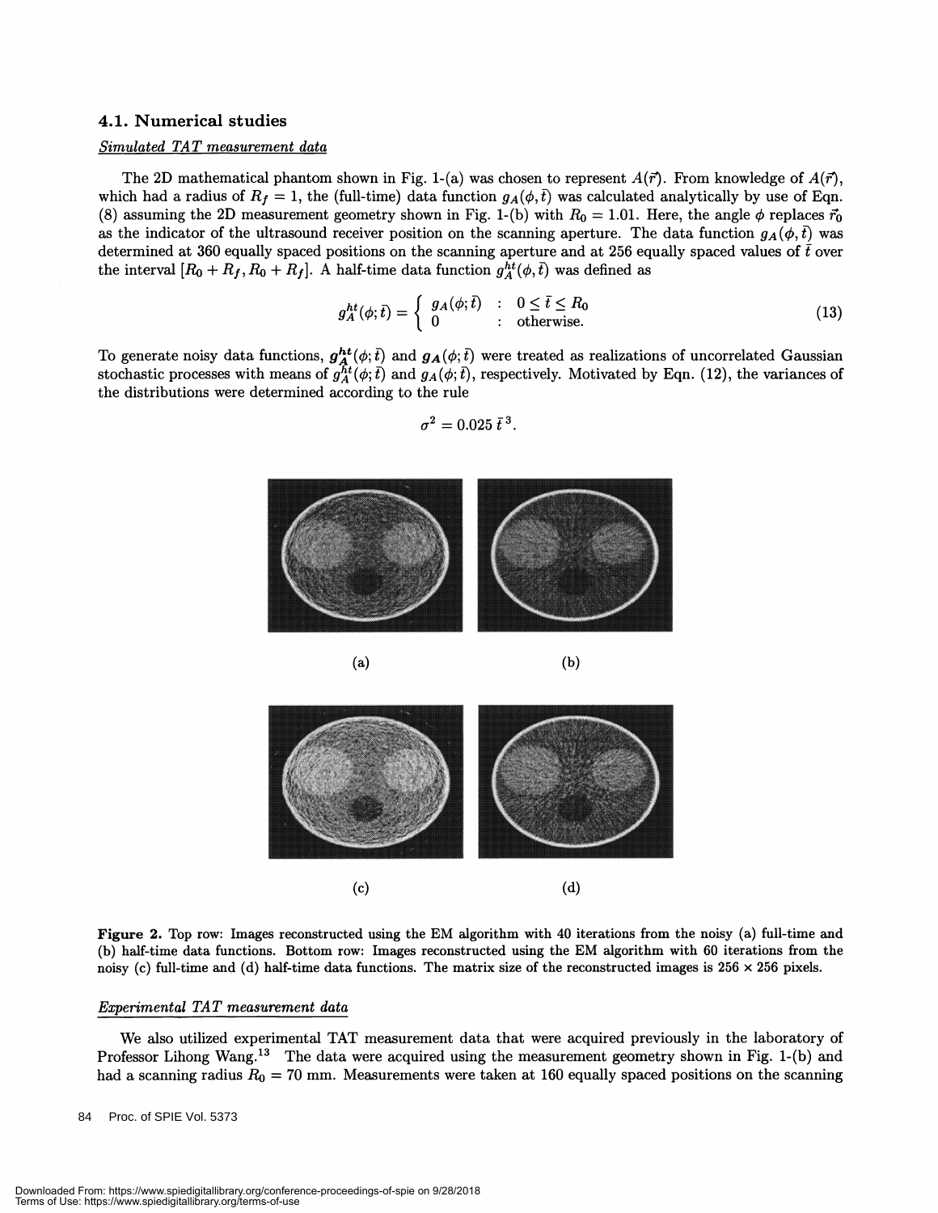### 4.1. Numerical studies

*Simulated TAT measurement data*

The 2D mathematical phantom shown in Fig. 1-(a) was chosen to represent $A(\vec{r})$. From knowledge of $A(\vec{r})$, which had a radius of $R_f = 1$, the (full-time) data function $g_A(\phi, \bar{t})$ was calculated analytically by use of Eqn. (8) assuming the 2D measurement geometry shown in Fig. 1-(b) with $R_0 = 1.01$. Here, the angle $\phi$ replaces $\vec{r}_0$ as the indicator of the ultrasound receiver position on the scanning aperture. The data function $g_A(\phi, \bar{t})$ was determined at 360 equally spaced positions on the scanning aperture and at 256 equally spaced values of $\bar{t}$ over the interval $[R_0 + R_f, R_0 + R_f]$. A half-time data function $g_A^{ht}(\phi, \bar{t})$ was defined as

$$g_A^{ht}(\phi; \bar{t}) = \begin{cases} g_A(\phi; \bar{t}) & : \quad 0 \leq \bar{t} \leq R_0 \\ 0 & : \quad \text{otherwise.} \end{cases} \tag{13}$$

To generate noisy data functions, $\boldsymbol{g_A^{ht}}(\phi; \bar{t})$ and $\boldsymbol{g_A}(\phi; \bar{t})$ were treated as realizations of uncorrelated Gaussian stochastic processes with means of $g_A^{ht}(\phi; \bar{t})$ and $g_A(\phi; \bar{t})$, respectively. Motivated by Eqn. (12), the variances of the distributions were determined according to the rule

$$\sigma^2 = 0.025\, \bar{t}^{\,3}.$$

(a) (b)

(c) (d)

**Figure 2.** Top row: Images reconstructed using the EM algorithm with 40 iterations from the noisy (a) full-time and (b) half-time data functions. Bottom row: Images reconstructed using the EM algorithm with 60 iterations from the noisy (c) full-time and (d) half-time data functions. The matrix size of the reconstructed images is 256 × 256 pixels.

*Experimental TAT measurement data*

We also utilized experimental TAT measurement data that were acquired previously in the laboratory of Professor Lihong Wang.[13] The data were acquired using the measurement geometry shown in Fig. 1-(b) and had a scanning radius $R_0 = 70$ mm. Measurements were taken at 160 equally spaced positions on the scanning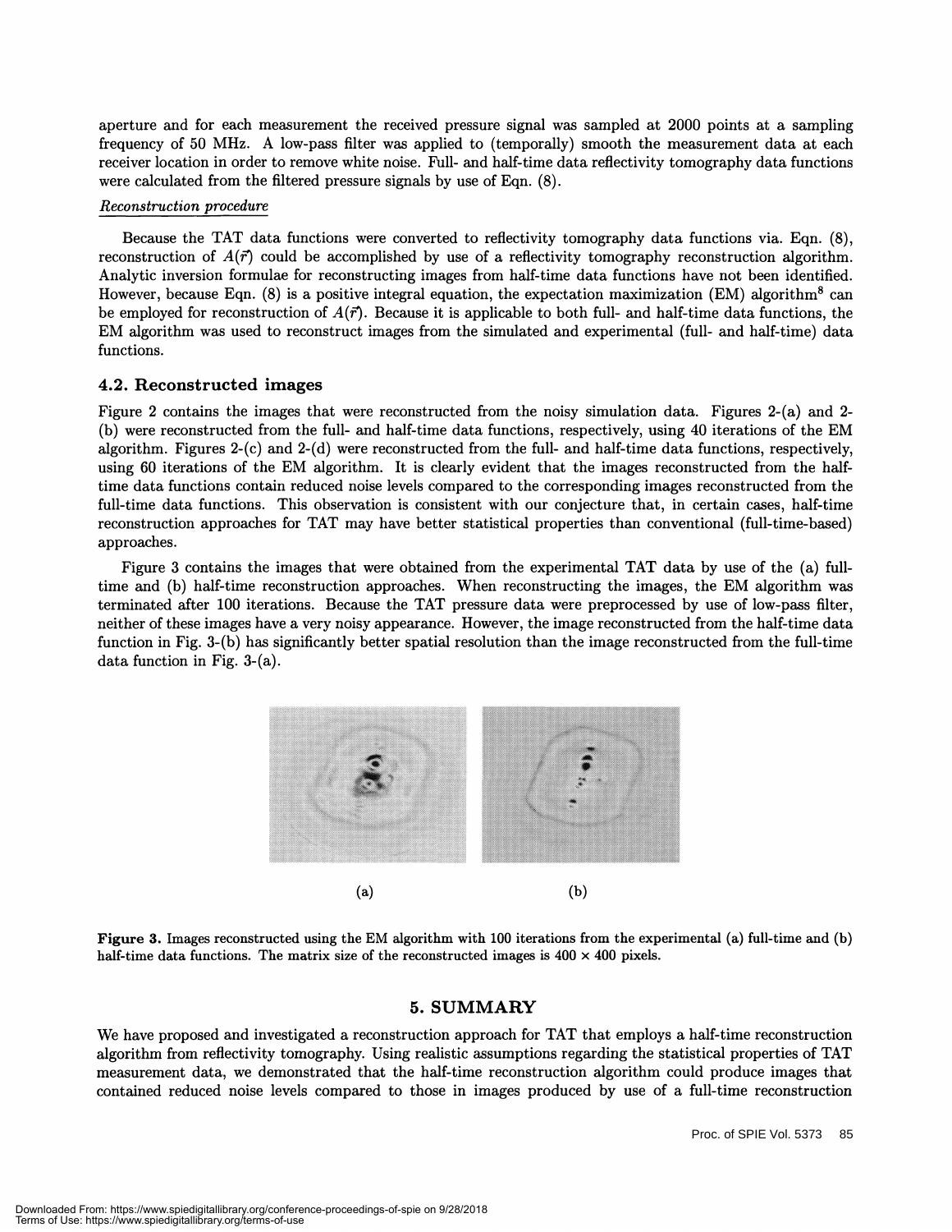aperture and for each measurement the received pressure signal was sampled at 2000 points at a sampling frequency of 50 MHz. A low-pass filter was applied to (temporally) smooth the measurement data at each receiver location in order to remove white noise. Full- and half-time data reflectivity tomography data functions were calculated from the filtered pressure signals by use of Eqn. (8).

*Reconstruction procedure*

Because the TAT data functions were converted to reflectivity tomography data functions via. Eqn. (8), reconstruction of $A(\vec{r})$ could be accomplished by use of a reflectivity tomography reconstruction algorithm. Analytic inversion formulae for reconstructing images from half-time data functions have not been identified. However, because Eqn. (8) is a positive integral equation, the expectation maximization (EM) algorithm[8] can be employed for reconstruction of $A(\vec{r})$. Because it is applicable to both full- and half-time data functions, the EM algorithm was used to reconstruct images from the simulated and experimental (full- and half-time) data functions.

### 4.2. Reconstructed images

Figure 2 contains the images that were reconstructed from the noisy simulation data. Figures 2-(a) and 2-(b) were reconstructed from the full- and half-time data functions, respectively, using 40 iterations of the EM algorithm. Figures 2-(c) and 2-(d) were reconstructed from the full- and half-time data functions, respectively, using 60 iterations of the EM algorithm. It is clearly evident that the images reconstructed from the half-time data functions contain reduced noise levels compared to the corresponding images reconstructed from the full-time data functions. This observation is consistent with our conjecture that, in certain cases, half-time reconstruction approaches for TAT may have better statistical properties than conventional (full-time-based) approaches.

Figure 3 contains the images that were obtained from the experimental TAT data by use of the (a) full-time and (b) half-time reconstruction approaches. When reconstructing the images, the EM algorithm was terminated after 100 iterations. Because the TAT pressure data were preprocessed by use of low-pass filter, neither of these images have a very noisy appearance. However, the image reconstructed from the half-time data function in Fig. 3-(b) has significantly better spatial resolution than the image reconstructed from the full-time data function in Fig. 3-(a).

(a) (b)

**Figure 3.** Images reconstructed using the EM algorithm with 100 iterations from the experimental (a) full-time and (b) half-time data functions. The matrix size of the reconstructed images is 400 × 400 pixels.

## 5. SUMMARY

We have proposed and investigated a reconstruction approach for TAT that employs a half-time reconstruction algorithm from reflectivity tomography. Using realistic assumptions regarding the statistical properties of TAT measurement data, we demonstrated that the half-time reconstruction algorithm could produce images that contained reduced noise levels compared to those in images produced by use of a full-time reconstruction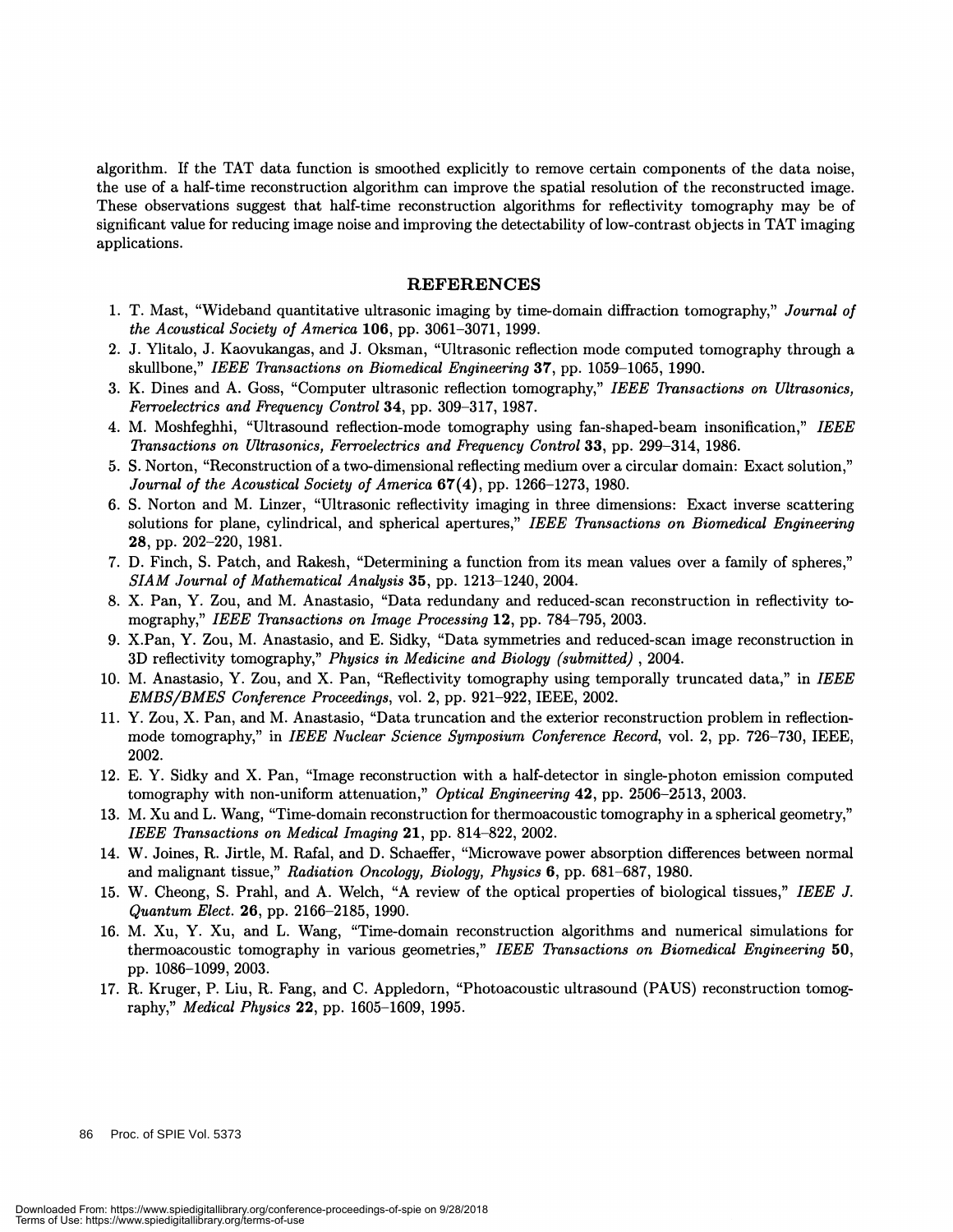algorithm. If the TAT data function is smoothed explicitly to remove certain components of the data noise, the use of a half-time reconstruction algorithm can improve the spatial resolution of the reconstructed image. These observations suggest that half-time reconstruction algorithms for reflectivity tomography may be of significant value for reducing image noise and improving the detectability of low-contrast objects in TAT imaging applications.

## REFERENCES

1. T. Mast, "Wideband quantitative ultrasonic imaging by time-domain diffraction tomography," *Journal of the Acoustical Society of America* **106**, pp. 3061–3071, 1999.
2. J. Ylitalo, J. Kaovukangas, and J. Oksman, "Ultrasonic reflection mode computed tomography through a skullbone," *IEEE Transactions on Biomedical Engineering* **37**, pp. 1059–1065, 1990.
3. K. Dines and A. Goss, "Computer ultrasonic reflection tomography," *IEEE Transactions on Ultrasonics, Ferroelectrics and Frequency Control* **34**, pp. 309–317, 1987.
4. M. Moshfeghhi, "Ultrasound reflection-mode tomography using fan-shaped-beam insonification," *IEEE Transactions on Ultrasonics, Ferroelectrics and Frequency Control* **33**, pp. 299–314, 1986.
5. S. Norton, "Reconstruction of a two-dimensional reflecting medium over a circular domain: Exact solution," *Journal of the Acoustical Society of America* **67(4)**, pp. 1266–1273, 1980.
6. S. Norton and M. Linzer, "Ultrasonic reflectivity imaging in three dimensions: Exact inverse scattering solutions for plane, cylindrical, and spherical apertures," *IEEE Transactions on Biomedical Engineering* **28**, pp. 202–220, 1981.
7. D. Finch, S. Patch, and Rakesh, "Determining a function from its mean values over a family of spheres," *SIAM Journal of Mathematical Analysis* **35**, pp. 1213–1240, 2004.
8. X. Pan, Y. Zou, and M. Anastasio, "Data redundany and reduced-scan reconstruction in reflectivity tomography," *IEEE Transactions on Image Processing* **12**, pp. 784–795, 2003.
9. X.Pan, Y. Zou, M. Anastasio, and E. Sidky, "Data symmetries and reduced-scan image reconstruction in 3D reflectivity tomography," *Physics in Medicine and Biology (submitted)* , 2004.
10. M. Anastasio, Y. Zou, and X. Pan, "Reflectivity tomography using temporally truncated data," in *IEEE EMBS/BMES Conference Proceedings*, vol. 2, pp. 921–922, IEEE, 2002.
11. Y. Zou, X. Pan, and M. Anastasio, "Data truncation and the exterior reconstruction problem in reflection-mode tomography," in *IEEE Nuclear Science Symposium Conference Record*, vol. 2, pp. 726–730, IEEE, 2002.
12. E. Y. Sidky and X. Pan, "Image reconstruction with a half-detector in single-photon emission computed tomography with non-uniform attenuation," *Optical Engineering* **42**, pp. 2506–2513, 2003.
13. M. Xu and L. Wang, "Time-domain reconstruction for thermoacoustic tomography in a spherical geometry," *IEEE Transactions on Medical Imaging* **21**, pp. 814–822, 2002.
14. W. Joines, R. Jirtle, M. Rafal, and D. Schaeffer, "Microwave power absorption differences between normal and malignant tissue," *Radiation Oncology, Biology, Physics* **6**, pp. 681–687, 1980.
15. W. Cheong, S. Prahl, and A. Welch, "A review of the optical properties of biological tissues," *IEEE J. Quantum Elect.* **26**, pp. 2166–2185, 1990.
16. M. Xu, Y. Xu, and L. Wang, "Time-domain reconstruction algorithms and numerical simulations for thermoacoustic tomography in various geometries," *IEEE Transactions on Biomedical Engineering* **50**, pp. 1086–1099, 2003.
17. R. Kruger, P. Liu, R. Fang, and C. Appledorn, "Photoacoustic ultrasound (PAUS) reconstruction tomography," *Medical Physics* **22**, pp. 1605–1609, 1995.